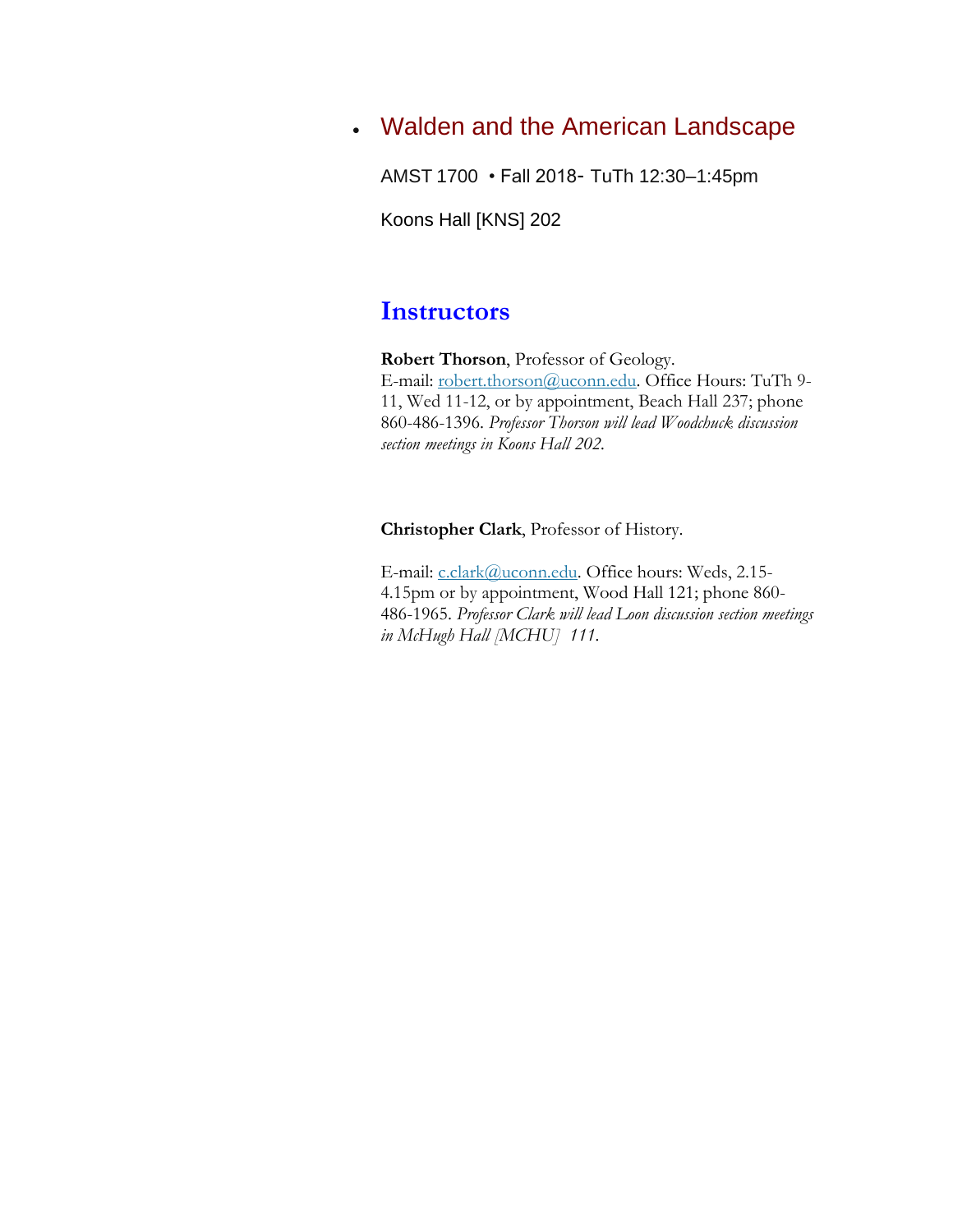- # Walden and the American Landscape

  AMST 1700 • Fall 2018- TuTh 12:30–1:45pm

  Koons Hall [KNS] 202

## Instructors

**Robert Thorson**, Professor of Geology.
E-mail: robert.thorson@uconn.edu. Office Hours: TuTh 9-11, Wed 11-12, or by appointment, Beach Hall 237; phone 860-486-1396. *Professor Thorson will lead Woodchuck discussion section meetings in Koons Hall 202.*

**Christopher Clark**, Professor of History.

E-mail: c.clark@uconn.edu. Office hours: Weds, 2.15-4.15pm or by appointment, Wood Hall 121; phone 860-486-1965. *Professor Clark will lead Loon discussion section meetings in McHugh Hall [MCHU] 111.*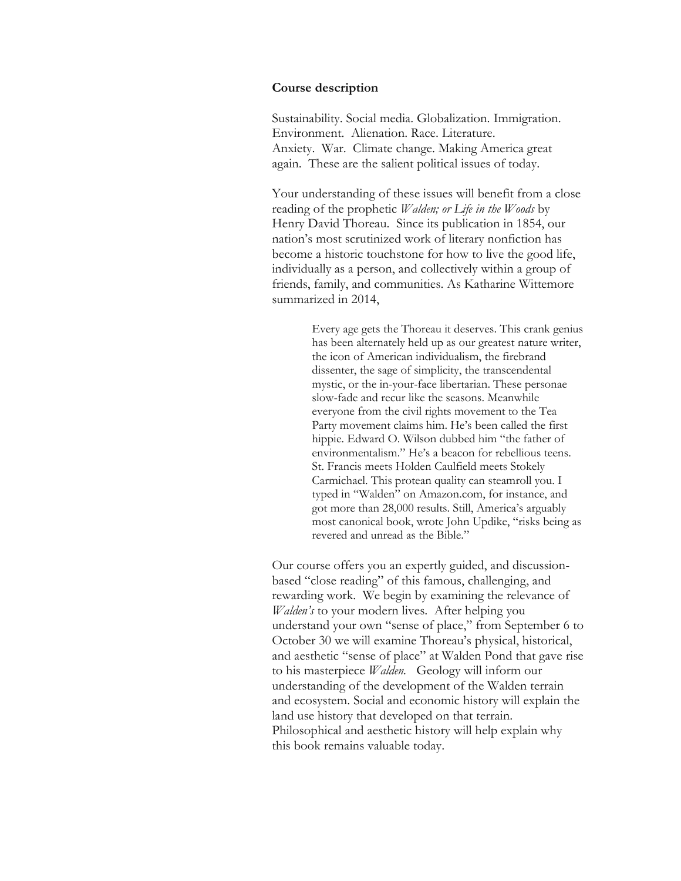**Course description**

Sustainability. Social media. Globalization. Immigration. Environment. Alienation. Race. Literature. Anxiety. War. Climate change. Making America great again. These are the salient political issues of today.

Your understanding of these issues will benefit from a close reading of the prophetic *Walden; or Life in the Woods* by Henry David Thoreau. Since its publication in 1854, our nation's most scrutinized work of literary nonfiction has become a historic touchstone for how to live the good life, individually as a person, and collectively within a group of friends, family, and communities. As Katharine Wittemore summarized in 2014,

> Every age gets the Thoreau it deserves. This crank genius has been alternately held up as our greatest nature writer, the icon of American individualism, the firebrand dissenter, the sage of simplicity, the transcendental mystic, or the in-your-face libertarian. These personae slow-fade and recur like the seasons. Meanwhile everyone from the civil rights movement to the Tea Party movement claims him. He's been called the first hippie. Edward O. Wilson dubbed him "the father of environmentalism." He's a beacon for rebellious teens. St. Francis meets Holden Caulfield meets Stokely Carmichael. This protean quality can steamroll you. I typed in "Walden" on Amazon.com, for instance, and got more than 28,000 results. Still, America's arguably most canonical book, wrote John Updike, "risks being as revered and unread as the Bible."

Our course offers you an expertly guided, and discussion-based "close reading" of this famous, challenging, and rewarding work. We begin by examining the relevance of *Walden's* to your modern lives. After helping you understand your own "sense of place," from September 6 to October 30 we will examine Thoreau's physical, historical, and aesthetic "sense of place" at Walden Pond that gave rise to his masterpiece *Walden*. Geology will inform our understanding of the development of the Walden terrain and ecosystem. Social and economic history will explain the land use history that developed on that terrain. Philosophical and aesthetic history will help explain why this book remains valuable today.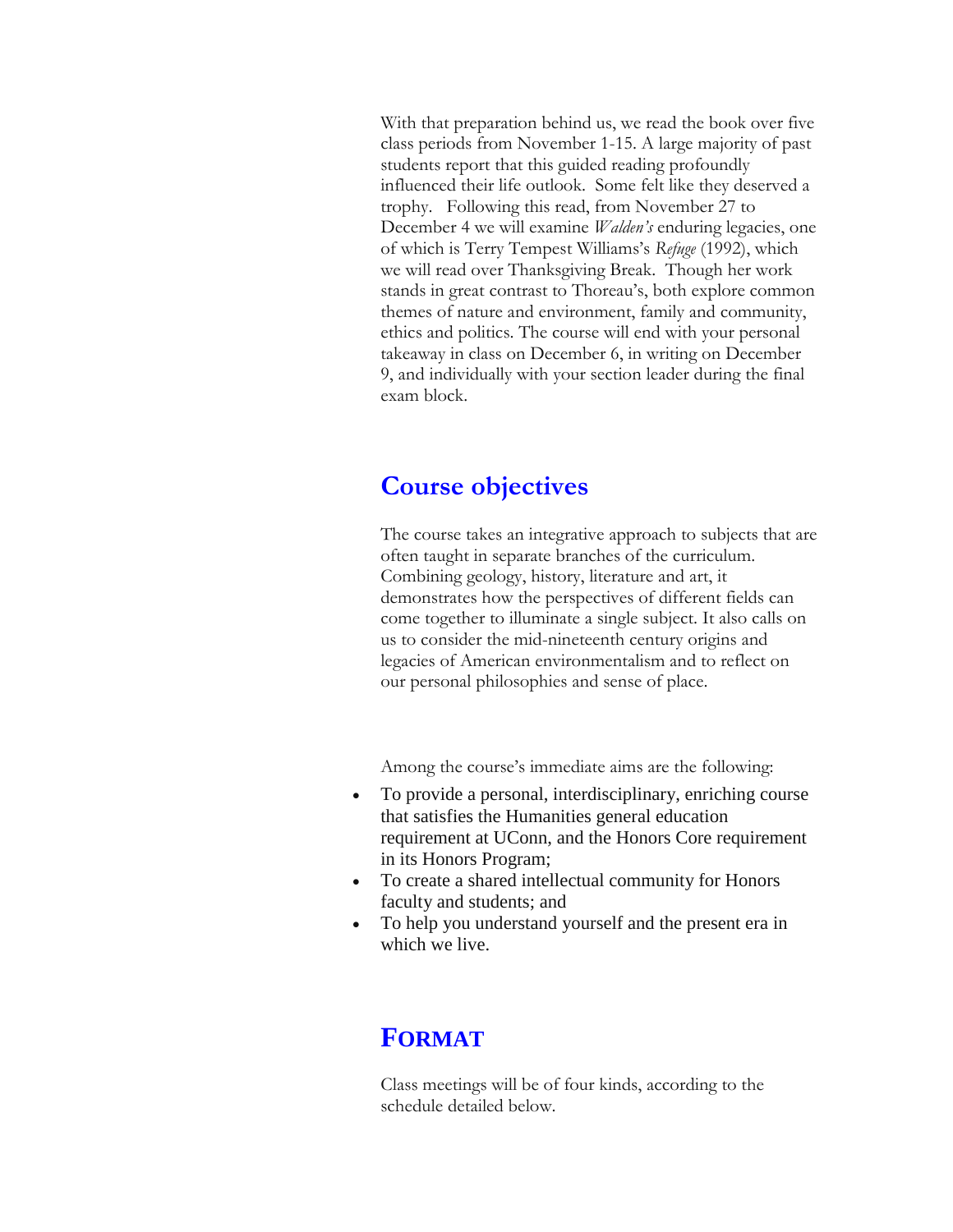With that preparation behind us, we read the book over five class periods from November 1-15. A large majority of past students report that this guided reading profoundly influenced their life outlook. Some felt like they deserved a trophy. Following this read, from November 27 to December 4 we will examine *Walden's* enduring legacies, one of which is Terry Tempest Williams's *Refuge* (1992), which we will read over Thanksgiving Break. Though her work stands in great contrast to Thoreau's, both explore common themes of nature and environment, family and community, ethics and politics. The course will end with your personal takeaway in class on December 6, in writing on December 9, and individually with your section leader during the final exam block.

## Course objectives

The course takes an integrative approach to subjects that are often taught in separate branches of the curriculum. Combining geology, history, literature and art, it demonstrates how the perspectives of different fields can come together to illuminate a single subject. It also calls on us to consider the mid-nineteenth century origins and legacies of American environmentalism and to reflect on our personal philosophies and sense of place.

Among the course's immediate aims are the following:

- To provide a personal, interdisciplinary, enriching course that satisfies the Humanities general education requirement at UConn, and the Honors Core requirement in its Honors Program;
- To create a shared intellectual community for Honors faculty and students; and
- To help you understand yourself and the present era in which we live.

## FORMAT

Class meetings will be of four kinds, according to the schedule detailed below.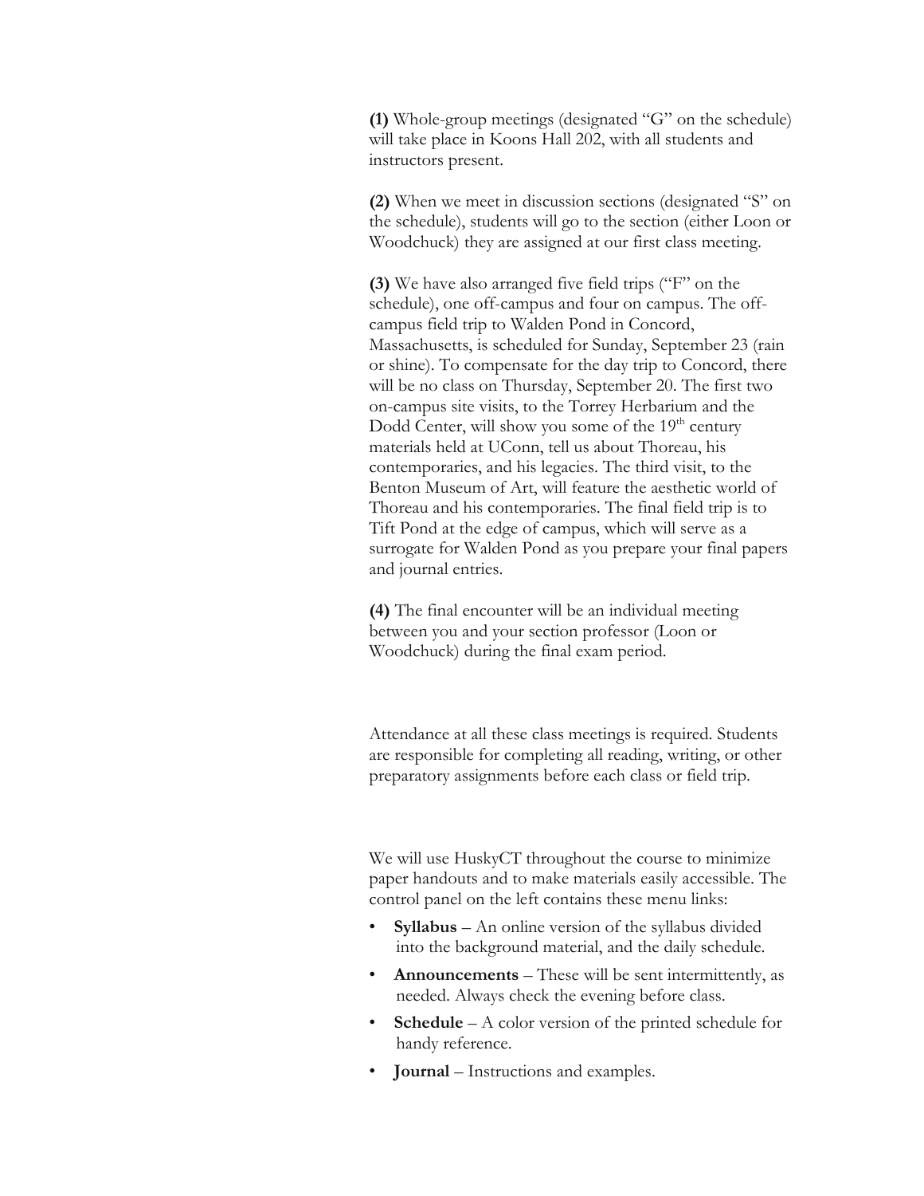**(1)** Whole-group meetings (designated "G" on the schedule) will take place in Koons Hall 202, with all students and instructors present.

**(2)** When we meet in discussion sections (designated "S" on the schedule), students will go to the section (either Loon or Woodchuck) they are assigned at our first class meeting.

**(3)** We have also arranged five field trips ("F" on the schedule), one off-campus and four on campus. The off-campus field trip to Walden Pond in Concord, Massachusetts, is scheduled for Sunday, September 23 (rain or shine). To compensate for the day trip to Concord, there will be no class on Thursday, September 20. The first two on-campus site visits, to the Torrey Herbarium and the Dodd Center, will show you some of the 19th century materials held at UConn, tell us about Thoreau, his contemporaries, and his legacies. The third visit, to the Benton Museum of Art, will feature the aesthetic world of Thoreau and his contemporaries. The final field trip is to Tift Pond at the edge of campus, which will serve as a surrogate for Walden Pond as you prepare your final papers and journal entries.

**(4)** The final encounter will be an individual meeting between you and your section professor (Loon or Woodchuck) during the final exam period.

Attendance at all these class meetings is required. Students are responsible for completing all reading, writing, or other preparatory assignments before each class or field trip.

We will use HuskyCT throughout the course to minimize paper handouts and to make materials easily accessible. The control panel on the left contains these menu links:

- **Syllabus** – An online version of the syllabus divided into the background material, and the daily schedule.
- **Announcements** – These will be sent intermittently, as needed. Always check the evening before class.
- **Schedule** – A color version of the printed schedule for handy reference.
- **Journal** – Instructions and examples.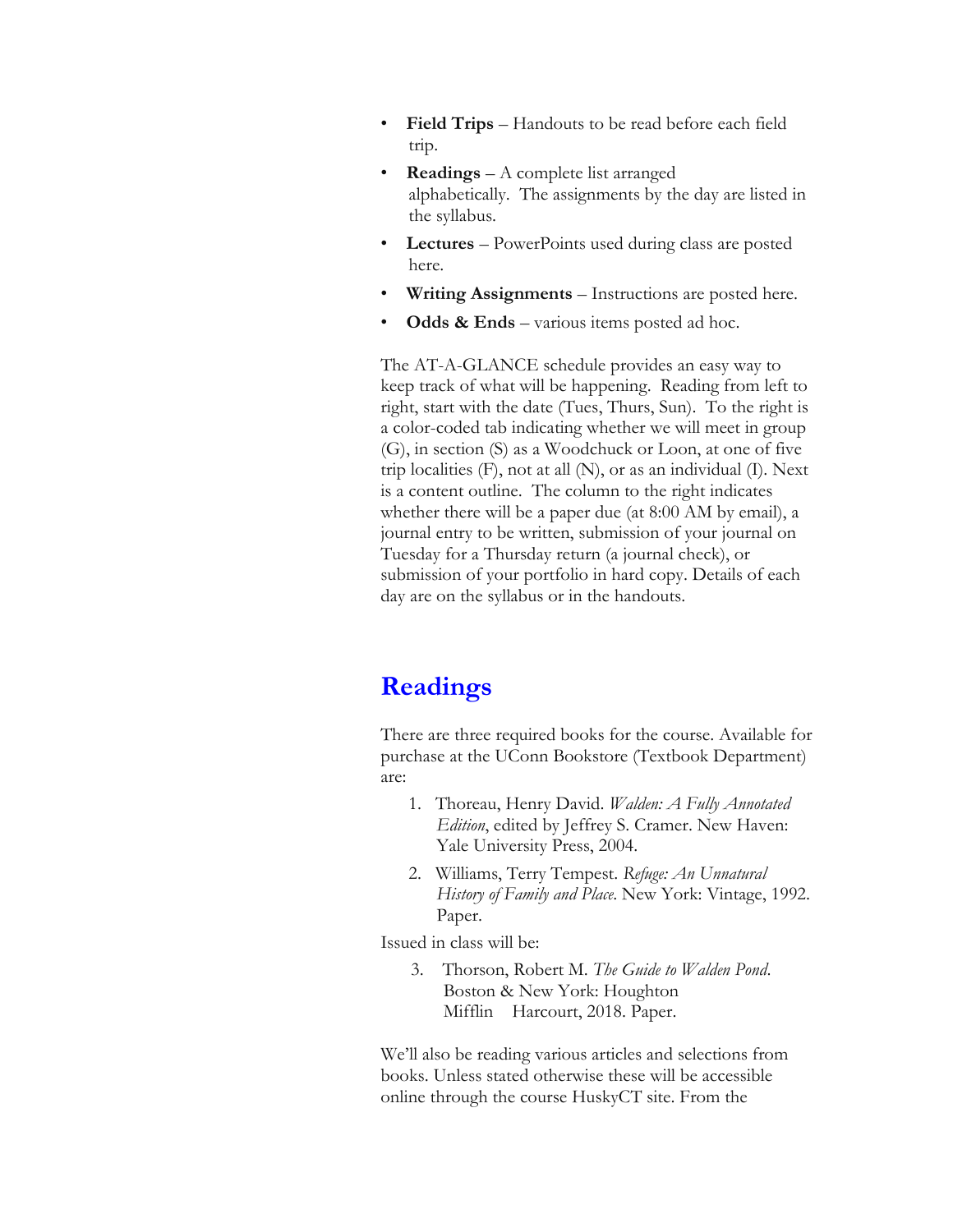- **Field Trips** – Handouts to be read before each field trip.
- **Readings** – A complete list arranged alphabetically. The assignments by the day are listed in the syllabus.
- **Lectures** – PowerPoints used during class are posted here.
- **Writing Assignments** – Instructions are posted here.
- **Odds & Ends** – various items posted ad hoc.

The AT-A-GLANCE schedule provides an easy way to keep track of what will be happening. Reading from left to right, start with the date (Tues, Thurs, Sun). To the right is a color-coded tab indicating whether we will meet in group (G), in section (S) as a Woodchuck or Loon, at one of five trip localities (F), not at all (N), or as an individual (I). Next is a content outline. The column to the right indicates whether there will be a paper due (at 8:00 AM by email), a journal entry to be written, submission of your journal on Tuesday for a Thursday return (a journal check), or submission of your portfolio in hard copy. Details of each day are on the syllabus or in the handouts.

## Readings

There are three required books for the course. Available for purchase at the UConn Bookstore (Textbook Department) are:

1. Thoreau, Henry David. *Walden: A Fully Annotated Edition*, edited by Jeffrey S. Cramer. New Haven: Yale University Press, 2004.
2. Williams, Terry Tempest. *Refuge: An Unnatural History of Family and Place*. New York: Vintage, 1992. Paper.

Issued in class will be:

3. Thorson, Robert M. *The Guide to Walden Pond*. Boston & New York: Houghton Mifflin Harcourt, 2018. Paper.

We'll also be reading various articles and selections from books. Unless stated otherwise these will be accessible online through the course HuskyCT site. From the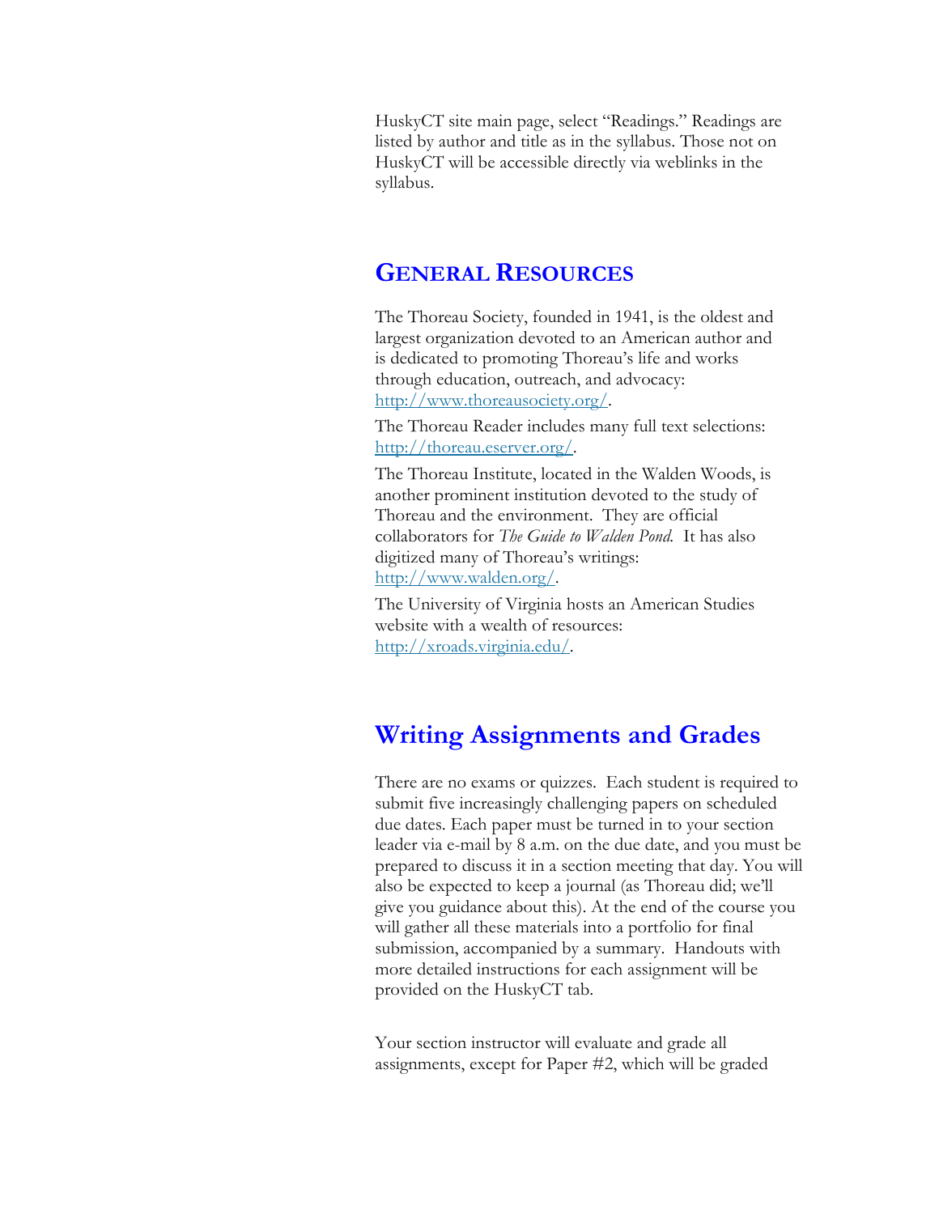HuskyCT site main page, select "Readings." Readings are listed by author and title as in the syllabus. Those not on HuskyCT will be accessible directly via weblinks in the syllabus.

## GENERAL RESOURCES

The Thoreau Society, founded in 1941, is the oldest and largest organization devoted to an American author and is dedicated to promoting Thoreau's life and works through education, outreach, and advocacy: http://www.thoreausociety.org/.

The Thoreau Reader includes many full text selections: http://thoreau.eserver.org/.

The Thoreau Institute, located in the Walden Woods, is another prominent institution devoted to the study of Thoreau and the environment. They are official collaborators for *The Guide to Walden Pond.* It has also digitized many of Thoreau's writings: http://www.walden.org/.

The University of Virginia hosts an American Studies website with a wealth of resources: http://xroads.virginia.edu/.

## Writing Assignments and Grades

There are no exams or quizzes. Each student is required to submit five increasingly challenging papers on scheduled due dates. Each paper must be turned in to your section leader via e-mail by 8 a.m. on the due date, and you must be prepared to discuss it in a section meeting that day. You will also be expected to keep a journal (as Thoreau did; we'll give you guidance about this). At the end of the course you will gather all these materials into a portfolio for final submission, accompanied by a summary. Handouts with more detailed instructions for each assignment will be provided on the HuskyCT tab.

Your section instructor will evaluate and grade all assignments, except for Paper #2, which will be graded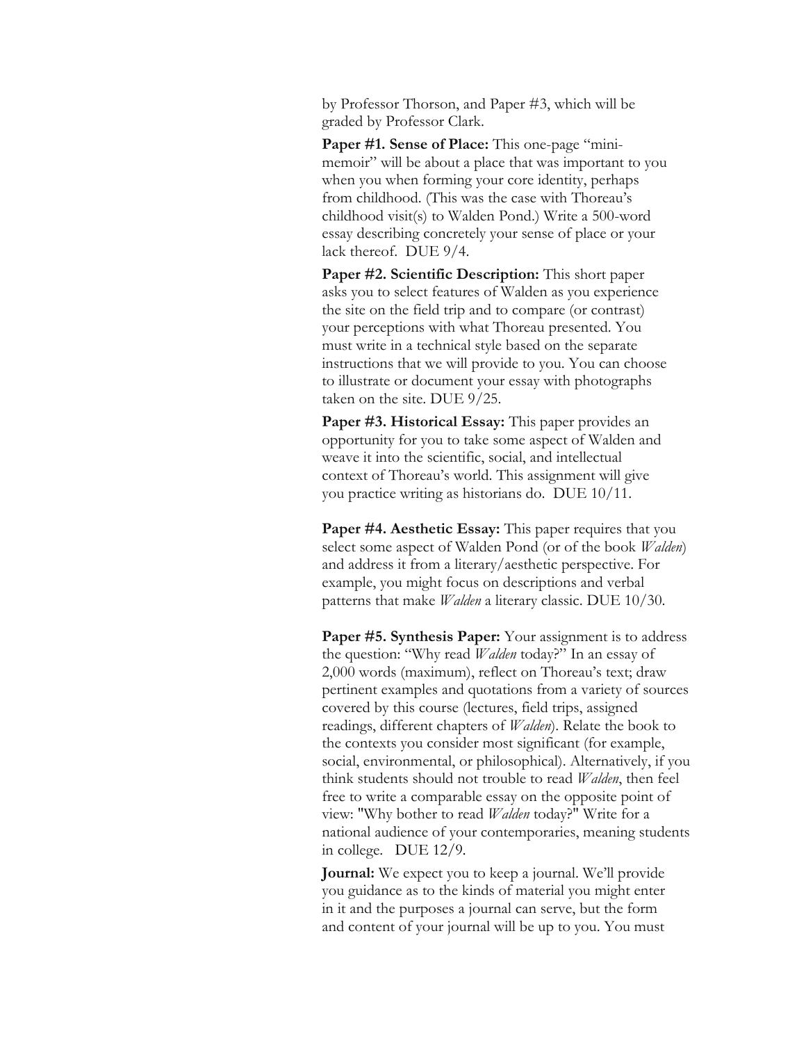by Professor Thorson, and Paper #3, which will be graded by Professor Clark.

**Paper #1. Sense of Place:** This one-page "mini-memoir" will be about a place that was important to you when you when forming your core identity, perhaps from childhood. (This was the case with Thoreau's childhood visit(s) to Walden Pond.) Write a 500-word essay describing concretely your sense of place or your lack thereof. DUE 9/4.

**Paper #2. Scientific Description:** This short paper asks you to select features of Walden as you experience the site on the field trip and to compare (or contrast) your perceptions with what Thoreau presented. You must write in a technical style based on the separate instructions that we will provide to you. You can choose to illustrate or document your essay with photographs taken on the site. DUE 9/25.

**Paper #3. Historical Essay:** This paper provides an opportunity for you to take some aspect of Walden and weave it into the scientific, social, and intellectual context of Thoreau's world. This assignment will give you practice writing as historians do. DUE 10/11.

**Paper #4. Aesthetic Essay:** This paper requires that you select some aspect of Walden Pond (or of the book *Walden*) and address it from a literary/aesthetic perspective. For example, you might focus on descriptions and verbal patterns that make *Walden* a literary classic. DUE 10/30.

**Paper #5. Synthesis Paper:** Your assignment is to address the question: "Why read *Walden* today?" In an essay of 2,000 words (maximum), reflect on Thoreau's text; draw pertinent examples and quotations from a variety of sources covered by this course (lectures, field trips, assigned readings, different chapters of *Walden*). Relate the book to the contexts you consider most significant (for example, social, environmental, or philosophical). Alternatively, if you think students should not trouble to read *Walden*, then feel free to write a comparable essay on the opposite point of view: "Why bother to read *Walden* today?" Write for a national audience of your contemporaries, meaning students in college. DUE 12/9.

**Journal:** We expect you to keep a journal. We'll provide you guidance as to the kinds of material you might enter in it and the purposes a journal can serve, but the form and content of your journal will be up to you. You must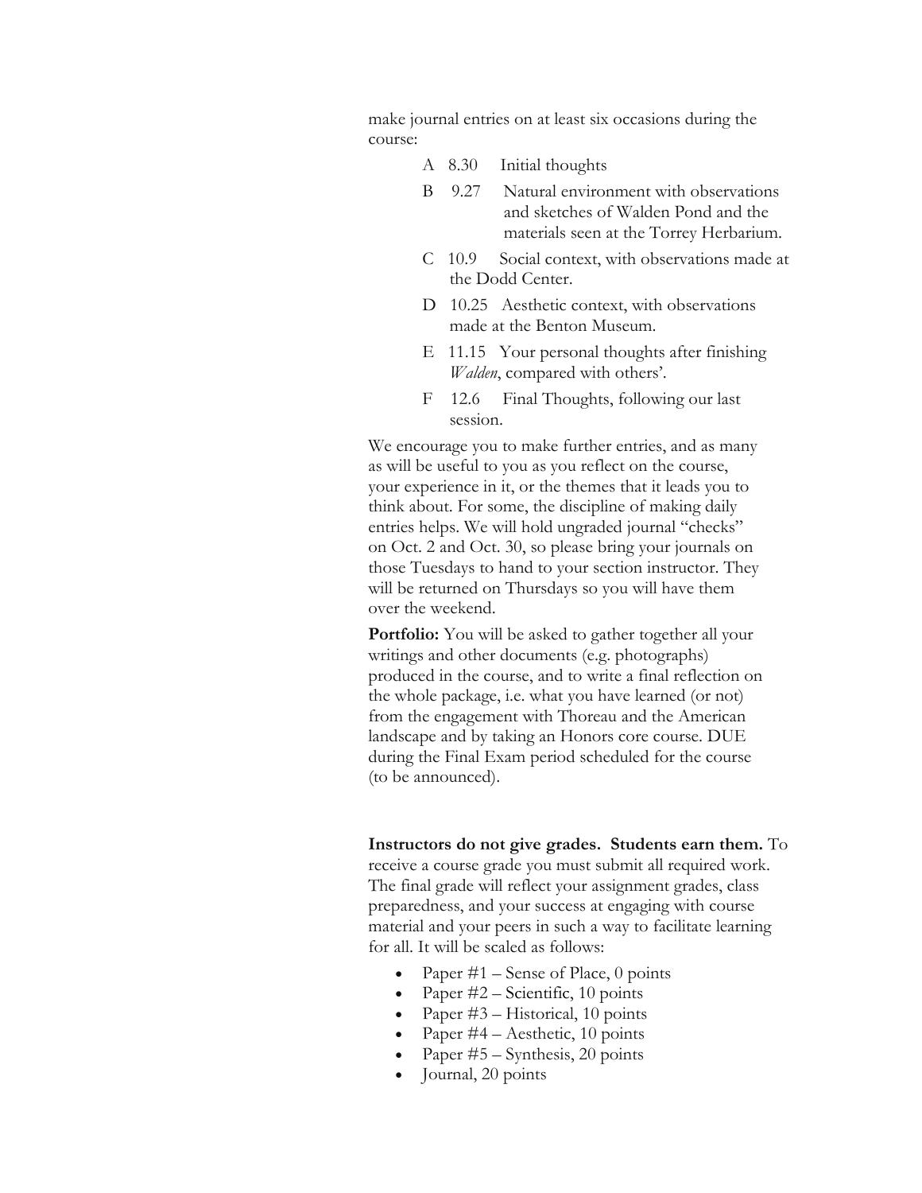make journal entries on at least six occasions during the course:

- A 8.30 Initial thoughts
- B 9.27 Natural environment with observations and sketches of Walden Pond and the materials seen at the Torrey Herbarium.
- C 10.9 Social context, with observations made at the Dodd Center.
- D 10.25 Aesthetic context, with observations made at the Benton Museum.
- E 11.15 Your personal thoughts after finishing *Walden*, compared with others'.
- F 12.6 Final Thoughts, following our last session.

We encourage you to make further entries, and as many as will be useful to you as you reflect on the course, your experience in it, or the themes that it leads you to think about. For some, the discipline of making daily entries helps. We will hold ungraded journal "checks" on Oct. 2 and Oct. 30, so please bring your journals on those Tuesdays to hand to your section instructor. They will be returned on Thursdays so you will have them over the weekend.

**Portfolio:** You will be asked to gather together all your writings and other documents (e.g. photographs) produced in the course, and to write a final reflection on the whole package, i.e. what you have learned (or not) from the engagement with Thoreau and the American landscape and by taking an Honors core course. DUE during the Final Exam period scheduled for the course (to be announced).

**Instructors do not give grades. Students earn them.** To receive a course grade you must submit all required work. The final grade will reflect your assignment grades, class preparedness, and your success at engaging with course material and your peers in such a way to facilitate learning for all. It will be scaled as follows:

- Paper #1 – Sense of Place, 0 points
- Paper #2 – Scientific, 10 points
- Paper #3 – Historical, 10 points
- Paper #4 – Aesthetic, 10 points
- Paper #5 – Synthesis, 20 points
- Journal, 20 points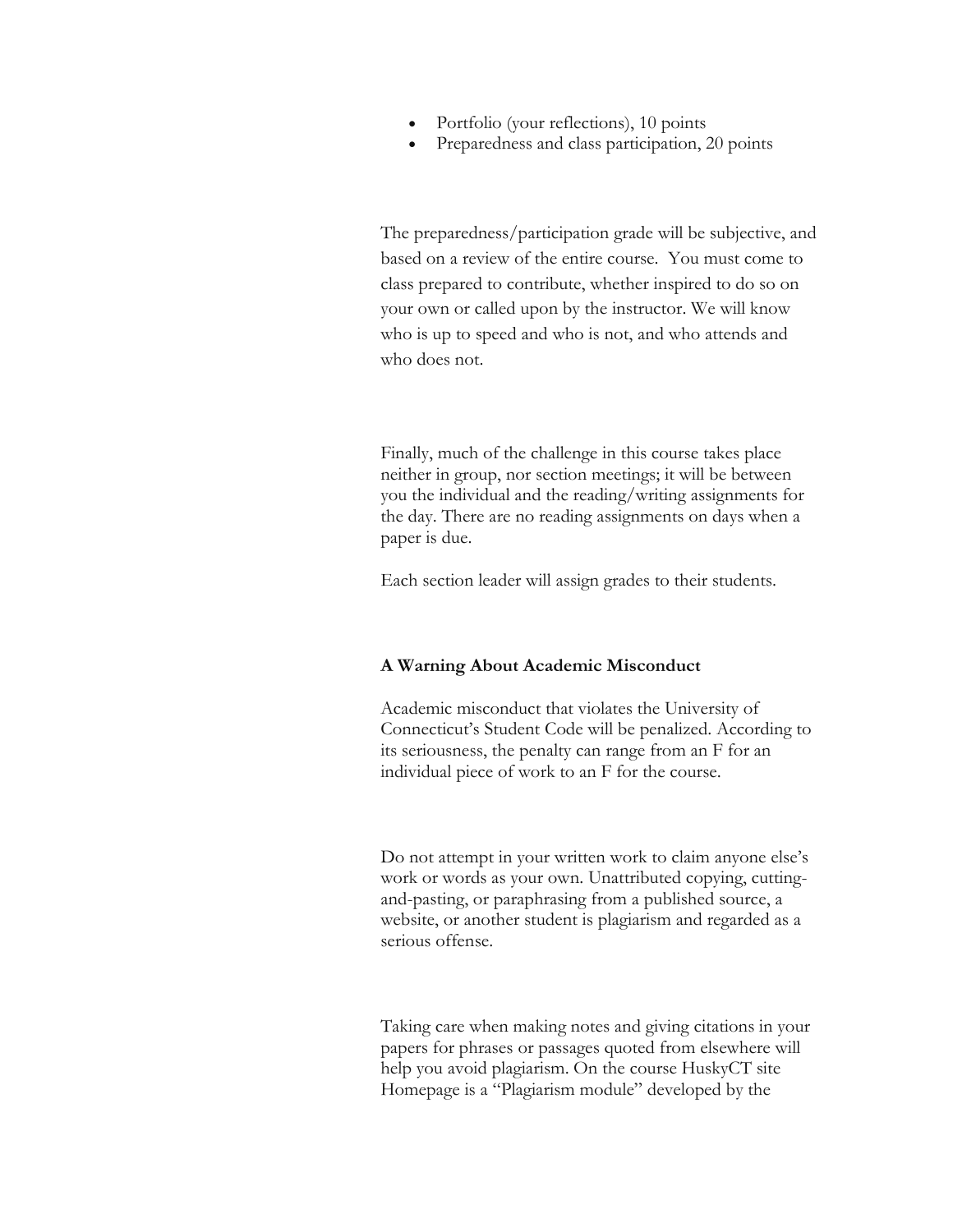- Portfolio (your reflections), 10 points
- Preparedness and class participation, 20 points

The preparedness/participation grade will be subjective, and based on a review of the entire course. You must come to class prepared to contribute, whether inspired to do so on your own or called upon by the instructor. We will know who is up to speed and who is not, and who attends and who does not.

Finally, much of the challenge in this course takes place neither in group, nor section meetings; it will be between you the individual and the reading/writing assignments for the day. There are no reading assignments on days when a paper is due.

Each section leader will assign grades to their students.

**A Warning About Academic Misconduct**

Academic misconduct that violates the University of Connecticut's Student Code will be penalized. According to its seriousness, the penalty can range from an F for an individual piece of work to an F for the course.

Do not attempt in your written work to claim anyone else's work or words as your own. Unattributed copying, cutting-and-pasting, or paraphrasing from a published source, a website, or another student is plagiarism and regarded as a serious offense.

Taking care when making notes and giving citations in your papers for phrases or passages quoted from elsewhere will help you avoid plagiarism. On the course HuskyCT site Homepage is a "Plagiarism module" developed by the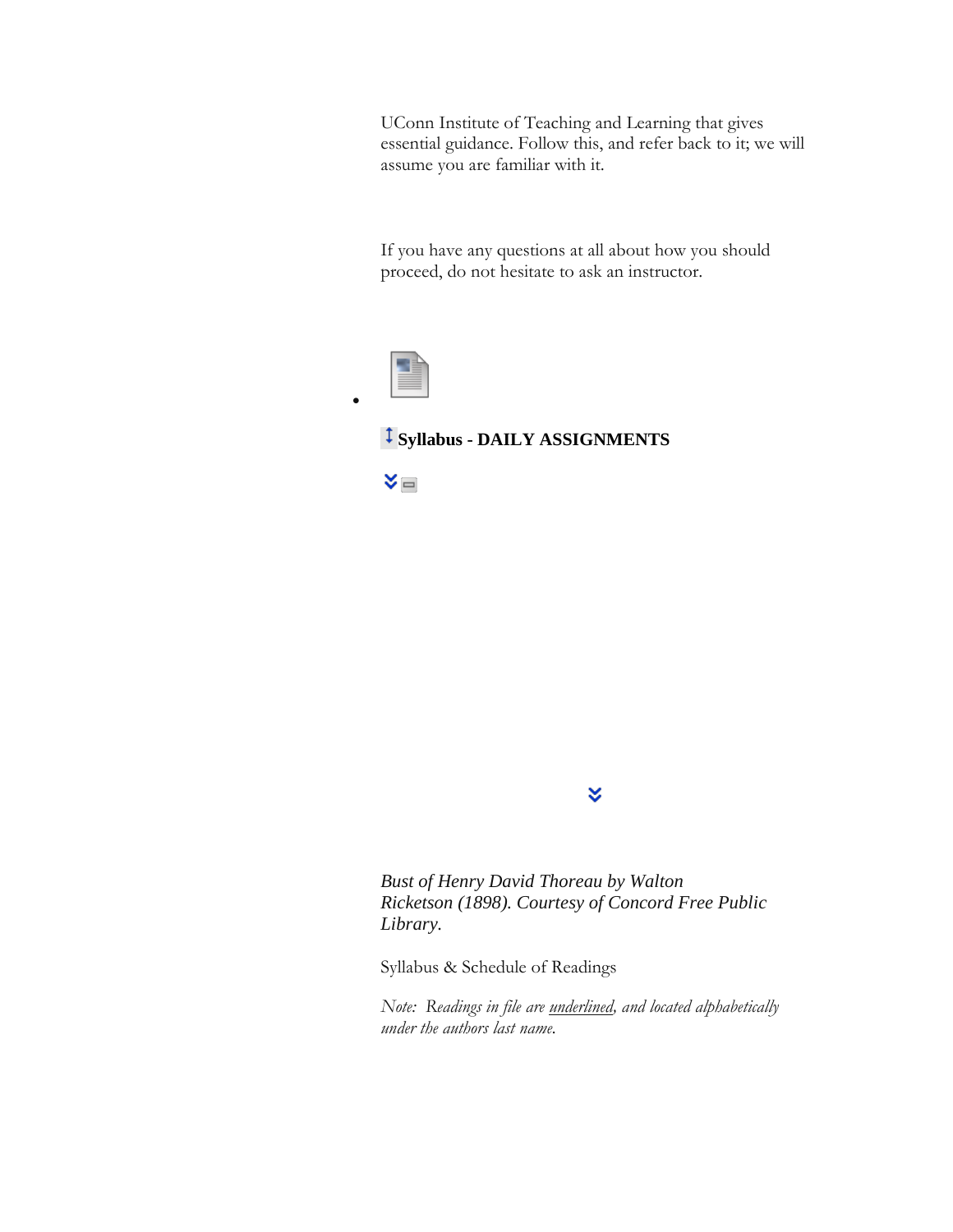UConn Institute of Teaching and Learning that gives essential guidance. Follow this, and refer back to it; we will assume you are familiar with it.

If you have any questions at all about how you should proceed, do not hesitate to ask an instructor.

- **Syllabus - DAILY ASSIGNMENTS**

*Bust of Henry David Thoreau by Walton Ricketson (1898). Courtesy of Concord Free Public Library.*

Syllabus & Schedule of Readings

*Note: Readings in file are underlined, and located alphabetically under the authors last name.*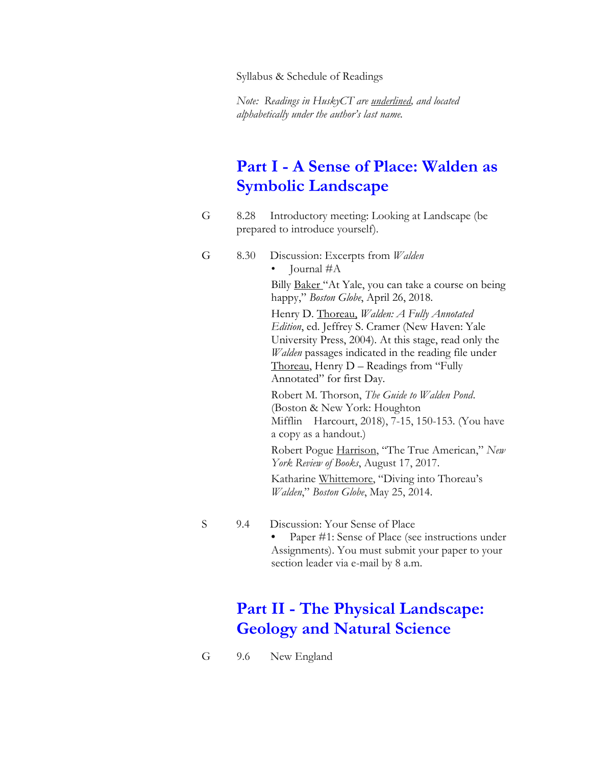Syllabus & Schedule of Readings

*Note: Readings in HuskyCT are underlined, and located alphabetically under the author's last name.*

## Part I - A Sense of Place: Walden as Symbolic Landscape

G 8.28 Introductory meeting: Looking at Landscape (be prepared to introduce yourself).

G 8.30 Discussion: Excerpts from *Walden*

- Journal #A

Billy Baker "At Yale, you can take a course on being happy," *Boston Globe*, April 26, 2018.

Henry D. Thoreau, *Walden: A Fully Annotated Edition*, ed. Jeffrey S. Cramer (New Haven: Yale University Press, 2004). At this stage, read only the *Walden* passages indicated in the reading file under Thoreau, Henry D – Readings from "Fully Annotated" for first Day.

Robert M. Thorson, *The Guide to Walden Pond*. (Boston & New York: Houghton Mifflin Harcourt, 2018), 7-15, 150-153. (You have a copy as a handout.)

Robert Pogue Harrison, "The True American," *New York Review of Books*, August 17, 2017.

Katharine Whittemore, "Diving into Thoreau's *Walden*," *Boston Globe*, May 25, 2014.

S 9.4 Discussion: Your Sense of Place

- Paper #1: Sense of Place (see instructions under Assignments). You must submit your paper to your section leader via e-mail by 8 a.m.

## Part II - The Physical Landscape: Geology and Natural Science

G 9.6 New England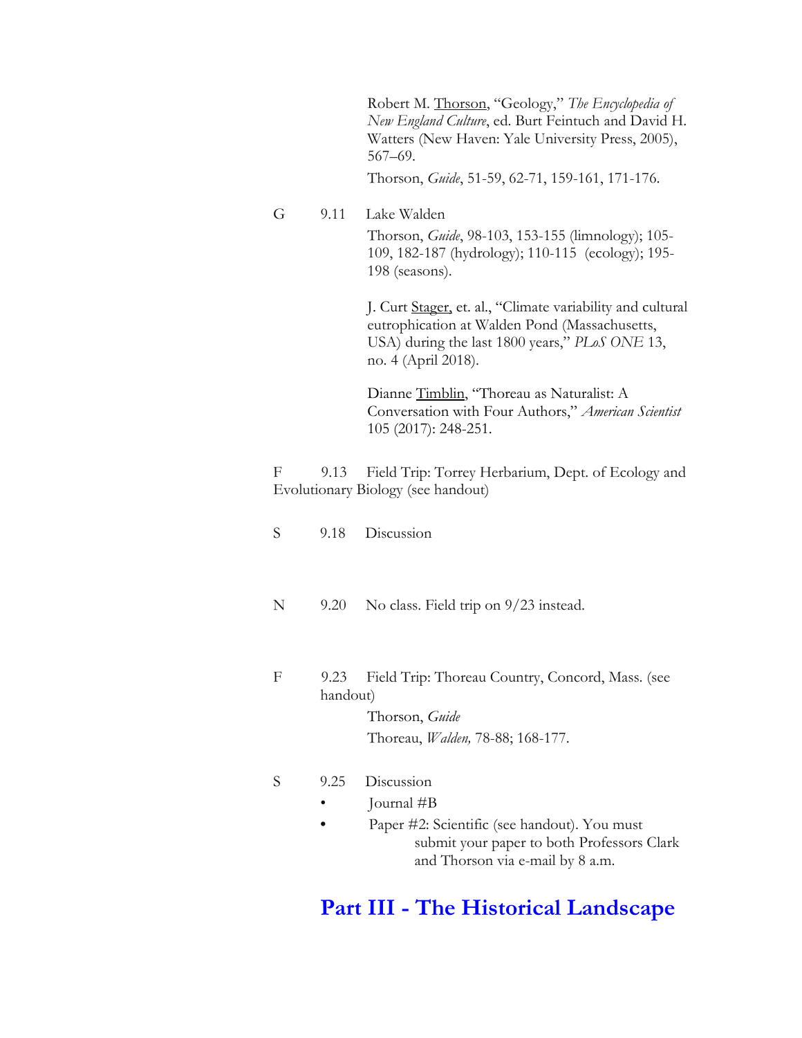Robert M. Thorson, "Geology," *The Encyclopedia of New England Culture*, ed. Burt Feintuch and David H. Watters (New Haven: Yale University Press, 2005), 567–69.

Thorson, *Guide*, 51-59, 62-71, 159-161, 171-176.

G 9.11 Lake Walden

Thorson, *Guide*, 98-103, 153-155 (limnology); 105-109, 182-187 (hydrology); 110-115 (ecology); 195-198 (seasons).

J. Curt Stager, et. al., "Climate variability and cultural eutrophication at Walden Pond (Massachusetts, USA) during the last 1800 years," *PLoS ONE* 13, no. 4 (April 2018).

Dianne Timblin, "Thoreau as Naturalist: A Conversation with Four Authors," *American Scientist* 105 (2017): 248-251.

F 9.13 Field Trip: Torrey Herbarium, Dept. of Ecology and Evolutionary Biology (see handout)

S 9.18 Discussion

N 9.20 No class. Field trip on 9/23 instead.

F 9.23 Field Trip: Thoreau Country, Concord, Mass. (see handout)

Thorson, *Guide*

Thoreau, *Walden,* 78-88; 168-177.

S 9.25 Discussion

- Journal #B
- Paper #2: Scientific (see handout). You must submit your paper to both Professors Clark and Thorson via e-mail by 8 a.m.

## Part III - The Historical Landscape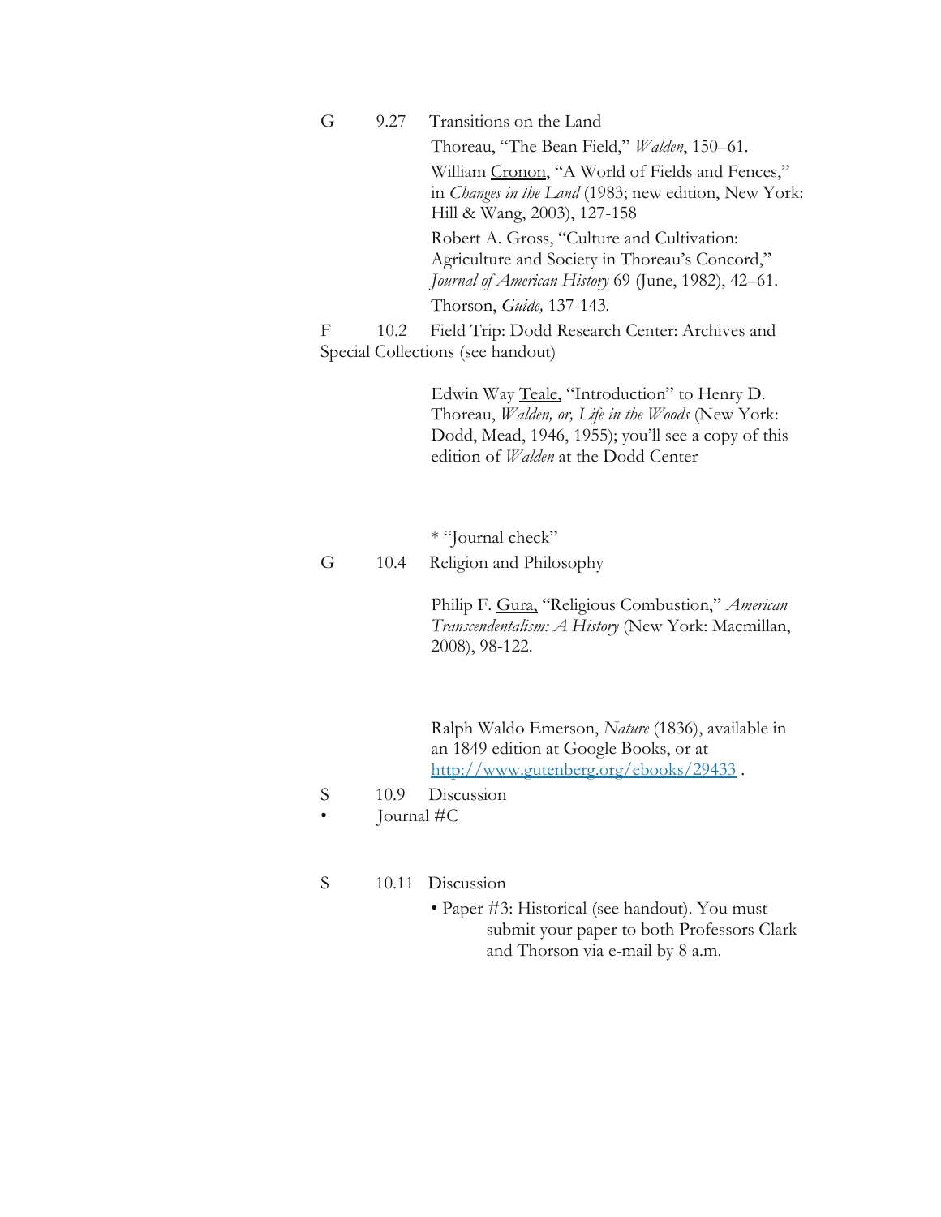G 9.27 Transitions on the Land

Thoreau, "The Bean Field," *Walden*, 150–61.

William Cronon, "A World of Fields and Fences," in *Changes in the Land* (1983; new edition, New York: Hill & Wang, 2003), 127-158

Robert A. Gross, "Culture and Cultivation: Agriculture and Society in Thoreau's Concord," *Journal of American History* 69 (June, 1982), 42–61.

Thorson, *Guide,* 137-143.

F 10.2 Field Trip: Dodd Research Center: Archives and Special Collections (see handout)

Edwin Way Teale, "Introduction" to Henry D. Thoreau, *Walden, or, Life in the Woods* (New York: Dodd, Mead, 1946, 1955); you'll see a copy of this edition of *Walden* at the Dodd Center

* "Journal check"

G 10.4 Religion and Philosophy

Philip F. Gura, "Religious Combustion," *American Transcendentalism: A History* (New York: Macmillan, 2008), 98-122.

Ralph Waldo Emerson, *Nature* (1836), available in an 1849 edition at Google Books, or at http://www.gutenberg.org/ebooks/29433 .

S 10.9 Discussion

- Journal #C

S 10.11 Discussion

- Paper #3: Historical (see handout). You must submit your paper to both Professors Clark and Thorson via e-mail by 8 a.m.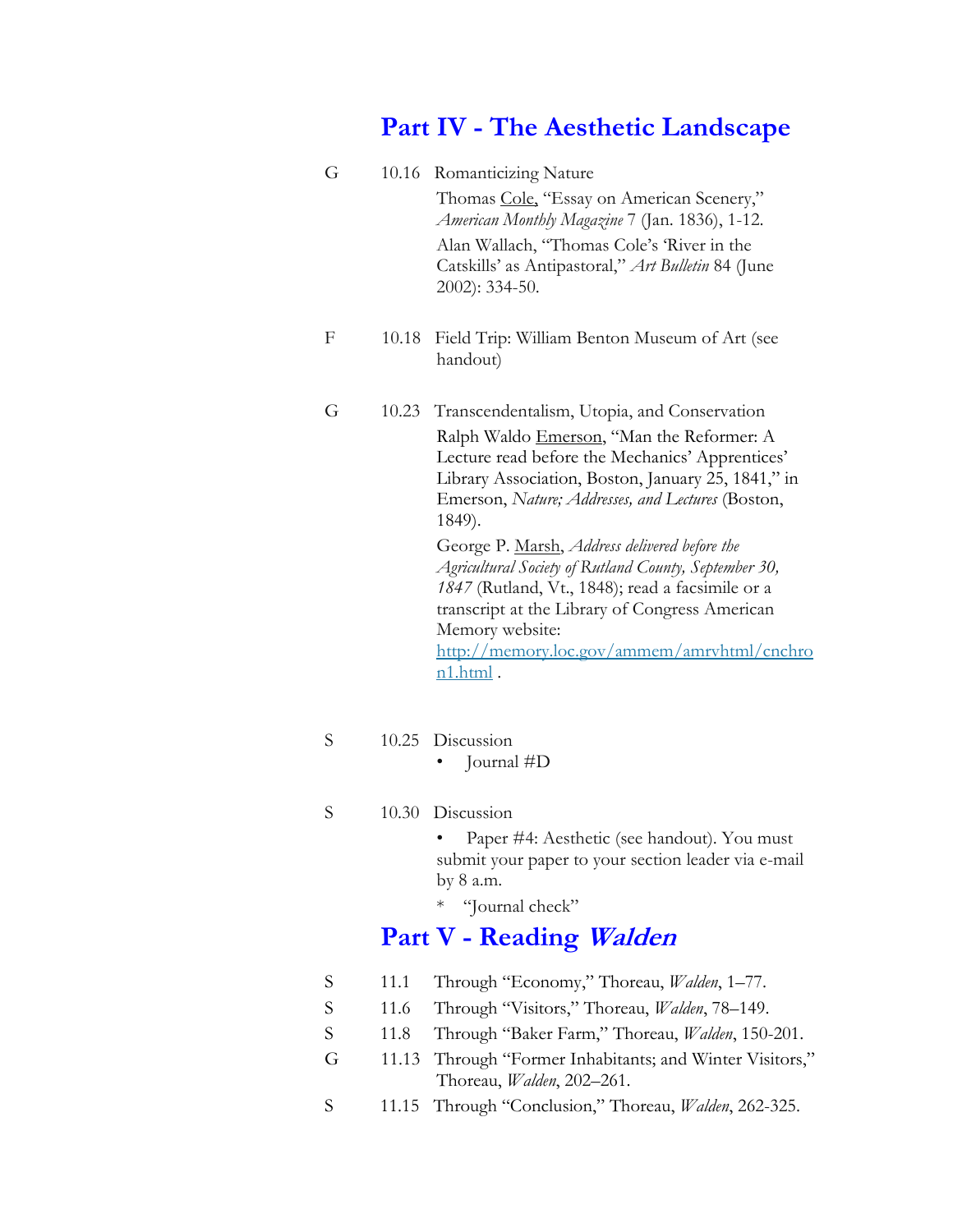## Part IV - The Aesthetic Landscape

G 10.16 Romanticizing Nature

Thomas Cole, "Essay on American Scenery," *American Monthly Magazine* 7 (Jan. 1836), 1-12.

Alan Wallach, "Thomas Cole's 'River in the Catskills' as Antipastoral," *Art Bulletin* 84 (June 2002): 334-50.

F 10.18 Field Trip: William Benton Museum of Art (see handout)

G 10.23 Transcendentalism, Utopia, and Conservation

Ralph Waldo Emerson, "Man the Reformer: A Lecture read before the Mechanics' Apprentices' Library Association, Boston, January 25, 1841," in Emerson, *Nature; Addresses, and Lectures* (Boston, 1849).

George P. Marsh, *Address delivered before the Agricultural Society of Rutland County, September 30, 1847* (Rutland, Vt., 1848); read a facsimile or a transcript at the Library of Congress American Memory website: [http://memory.loc.gov/ammem/amrvhtml/cnchron1.html](http://memory.loc.gov/ammem/amrvhtml/cnchron1.html) .

S 10.25 Discussion

- Journal #D

S 10.30 Discussion

- Paper #4: Aesthetic (see handout). You must submit your paper to your section leader via e-mail by 8 a.m.

* "Journal check"

## Part V - Reading *Walden*

S 11.1 Through "Economy," Thoreau, *Walden*, 1–77.

S 11.6 Through "Visitors," Thoreau, *Walden*, 78–149.

S 11.8 Through "Baker Farm," Thoreau, *Walden*, 150-201.

G 11.13 Through "Former Inhabitants; and Winter Visitors," Thoreau, *Walden*, 202–261.

S 11.15 Through "Conclusion," Thoreau, *Walden*, 262-325.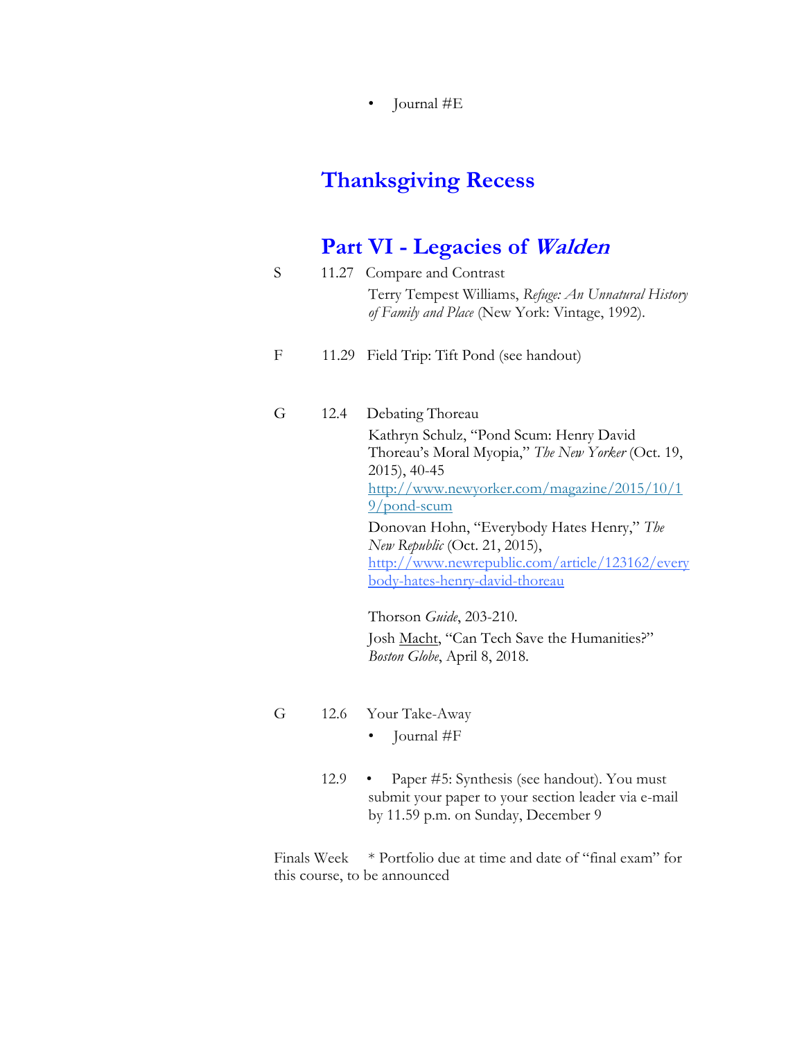- Journal #E

## Thanksgiving Recess

## Part VI - Legacies of *Walden*

S 11.27 Compare and Contrast

Terry Tempest Williams, *Refuge: An Unnatural History of Family and Place* (New York: Vintage, 1992).

F 11.29 Field Trip: Tift Pond (see handout)

G 12.4 Debating Thoreau

Kathryn Schulz, "Pond Scum: Henry David Thoreau's Moral Myopia," *The New Yorker* (Oct. 19, 2015), 40-45 http://www.newyorker.com/magazine/2015/10/19/pond-scum

Donovan Hohn, "Everybody Hates Henry," *The New Republic* (Oct. 21, 2015), http://www.newrepublic.com/article/123162/everybody-hates-henry-david-thoreau

Thorson *Guide*, 203-210.

Josh Macht, "Can Tech Save the Humanities?" *Boston Globe*, April 8, 2018.

G 12.6 Your Take-Away

- Journal #F

12.9

- Paper #5: Synthesis (see handout). You must submit your paper to your section leader via e-mail by 11.59 p.m. on Sunday, December 9

Finals Week * Portfolio due at time and date of "final exam" for this course, to be announced